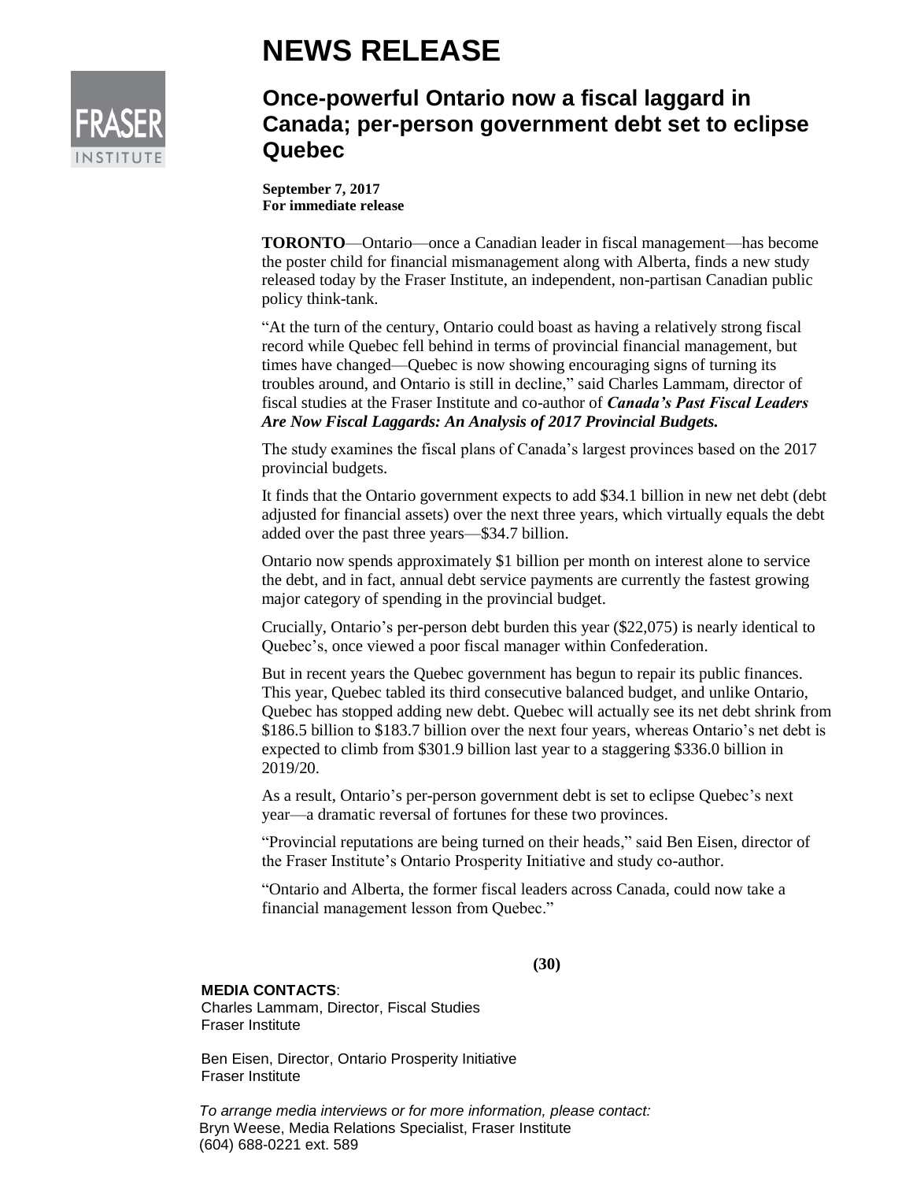# NEWS RELEASE

## Once-powerful Ontario now a fiscal laggard in Canada; per-person government debt set to eclipse Quebec

**September 7, 2017**
**For immediate release**

**TORONTO**—Ontario—once a Canadian leader in fiscal management—has become the poster child for financial mismanagement along with Alberta, finds a new study released today by the Fraser Institute, an independent, non-partisan Canadian public policy think-tank.

"At the turn of the century, Ontario could boast as having a relatively strong fiscal record while Quebec fell behind in terms of provincial financial management, but times have changed—Quebec is now showing encouraging signs of turning its troubles around, and Ontario is still in decline," said Charles Lammam, director of fiscal studies at the Fraser Institute and co-author of ***Canada's Past Fiscal Leaders Are Now Fiscal Laggards: An Analysis of 2017 Provincial Budgets.***

The study examines the fiscal plans of Canada's largest provinces based on the 2017 provincial budgets.

It finds that the Ontario government expects to add $34.1 billion in new net debt (debt adjusted for financial assets) over the next three years, which virtually equals the debt added over the past three years—$34.7 billion.

Ontario now spends approximately $1 billion per month on interest alone to service the debt, and in fact, annual debt service payments are currently the fastest growing major category of spending in the provincial budget.

Crucially, Ontario's per-person debt burden this year ($22,075) is nearly identical to Quebec's, once viewed a poor fiscal manager within Confederation.

But in recent years the Quebec government has begun to repair its public finances. This year, Quebec tabled its third consecutive balanced budget, and unlike Ontario, Quebec has stopped adding new debt. Quebec will actually see its net debt shrink from $186.5 billion to $183.7 billion over the next four years, whereas Ontario's net debt is expected to climb from $301.9 billion last year to a staggering $336.0 billion in 2019/20.

As a result, Ontario's per-person government debt is set to eclipse Quebec's next year—a dramatic reversal of fortunes for these two provinces.

"Provincial reputations are being turned on their heads," said Ben Eisen, director of the Fraser Institute's Ontario Prosperity Initiative and study co-author.

"Ontario and Alberta, the former fiscal leaders across Canada, could now take a financial management lesson from Quebec."

**(30)**

**MEDIA CONTACTS**:
Charles Lammam, Director, Fiscal Studies
Fraser Institute

Ben Eisen, Director, Ontario Prosperity Initiative
Fraser Institute

*To arrange media interviews or for more information, please contact:*
Bryn Weese, Media Relations Specialist, Fraser Institute
(604) 688-0221 ext. 589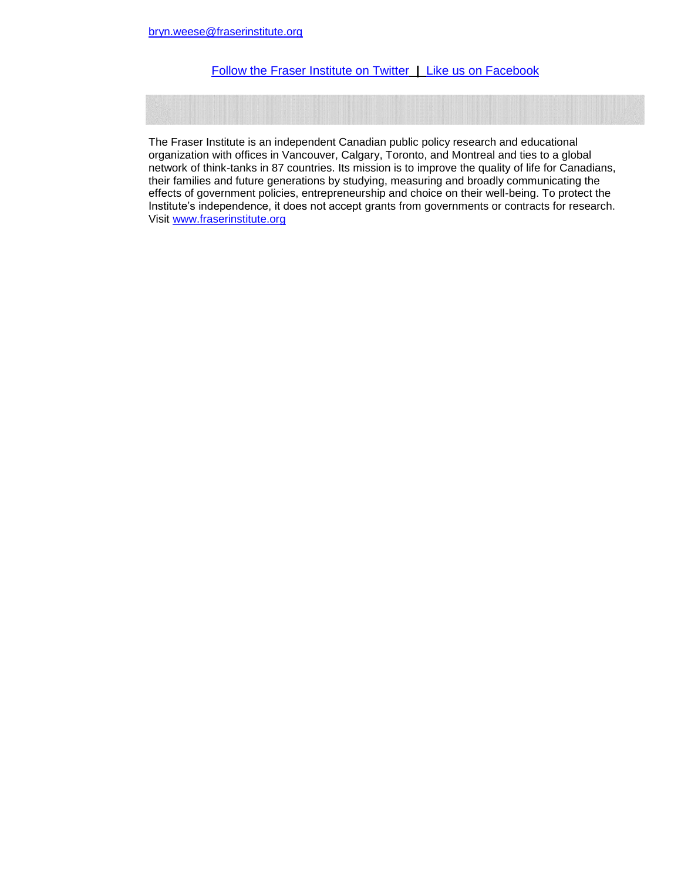bryn.weese@fraserinstitute.org

Follow the Fraser Institute on Twitter | Like us on Facebook

The Fraser Institute is an independent Canadian public policy research and educational organization with offices in Vancouver, Calgary, Toronto, and Montreal and ties to a global network of think-tanks in 87 countries. Its mission is to improve the quality of life for Canadians, their families and future generations by studying, measuring and broadly communicating the effects of government policies, entrepreneurship and choice on their well-being. To protect the Institute's independence, it does not accept grants from governments or contracts for research. Visit www.fraserinstitute.org